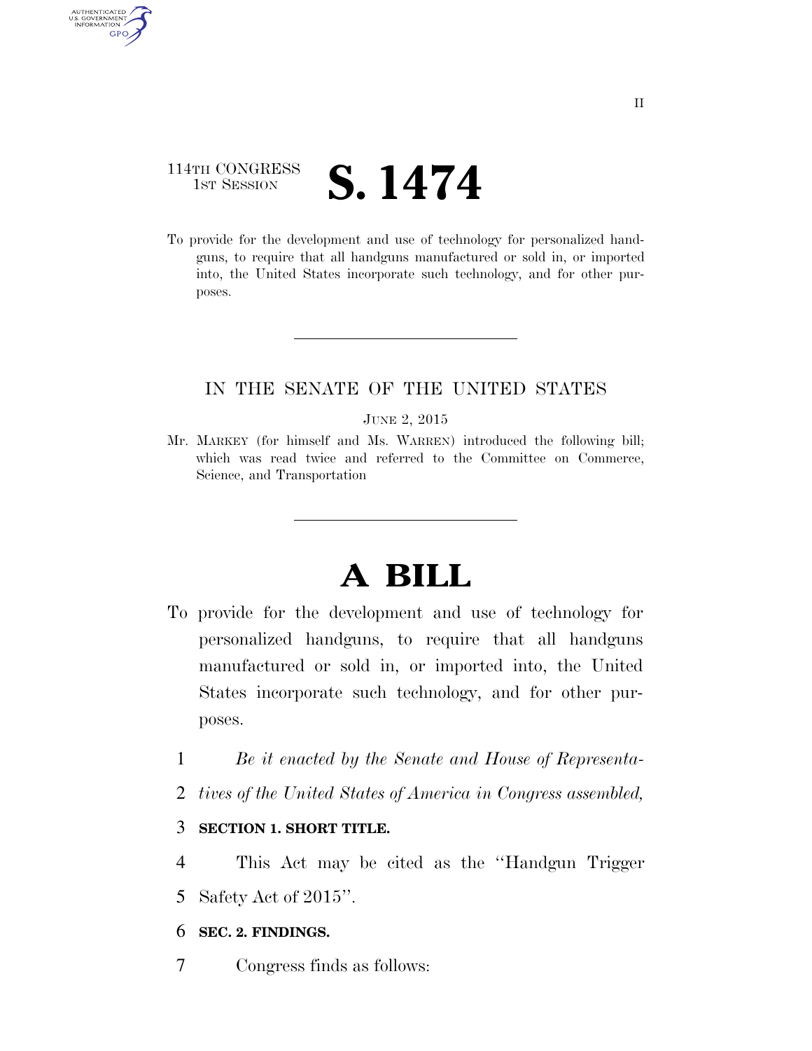114TH CONGRESS
1ST SESSION

# S. 1474

To provide for the development and use of technology for personalized handguns, to require that all handguns manufactured or sold in, or imported into, the United States incorporate such technology, and for other purposes.

---

IN THE SENATE OF THE UNITED STATES

JUNE 2, 2015

Mr. MARKEY (for himself and Ms. WARREN) introduced the following bill; which was read twice and referred to the Committee on Commerce, Science, and Transportation

---

# A BILL

To provide for the development and use of technology for personalized handguns, to require that all handguns manufactured or sold in, or imported into, the United States incorporate such technology, and for other purposes.

1 *Be it enacted by the Senate and House of Representa-*
2 *tives of the United States of America in Congress assembled,*

3 **SECTION 1. SHORT TITLE.**

4 This Act may be cited as the ''Handgun Trigger
5 Safety Act of 2015''.

6 **SEC. 2. FINDINGS.**

7 Congress finds as follows: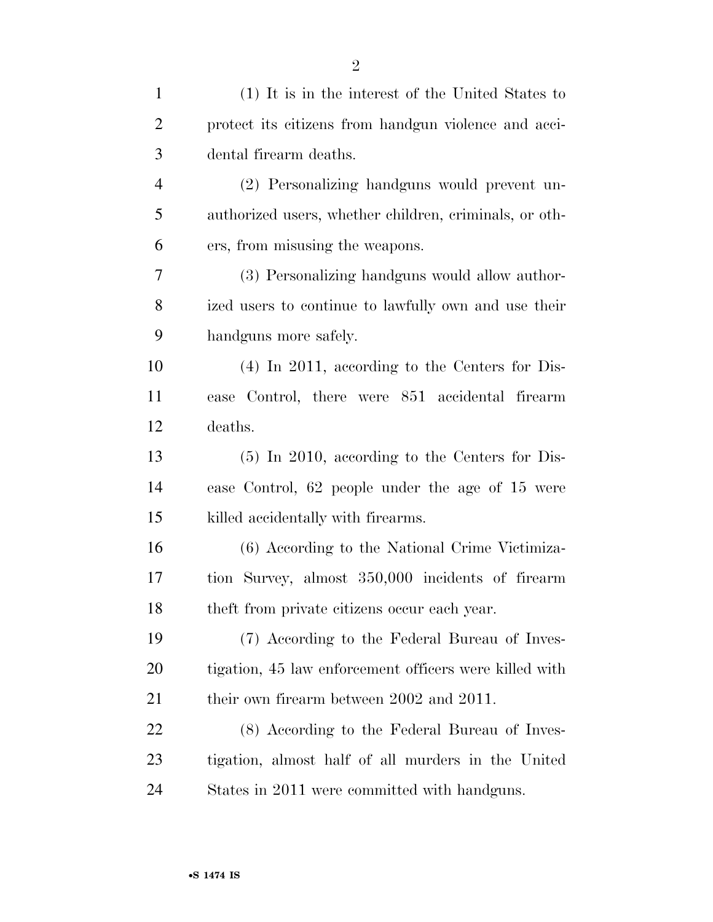(1) It is in the interest of the United States to protect its citizens from handgun violence and accidental firearm deaths.

(2) Personalizing handguns would prevent unauthorized users, whether children, criminals, or others, from misusing the weapons.

(3) Personalizing handguns would allow authorized users to continue to lawfully own and use their handguns more safely.

(4) In 2011, according to the Centers for Disease Control, there were 851 accidental firearm deaths.

(5) In 2010, according to the Centers for Disease Control, 62 people under the age of 15 were killed accidentally with firearms.

(6) According to the National Crime Victimization Survey, almost 350,000 incidents of firearm theft from private citizens occur each year.

(7) According to the Federal Bureau of Investigation, 45 law enforcement officers were killed with their own firearm between 2002 and 2011.

(8) According to the Federal Bureau of Investigation, almost half of all murders in the United States in 2011 were committed with handguns.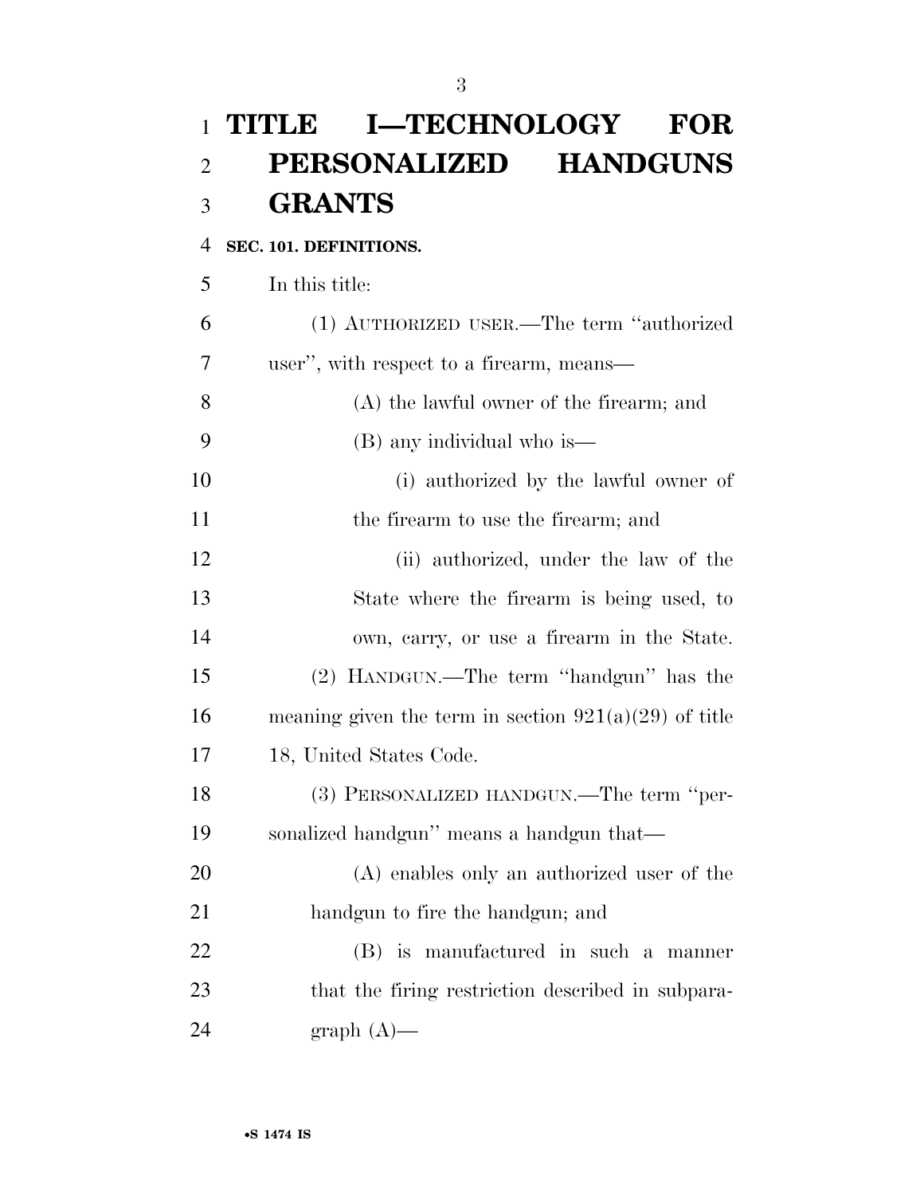# TITLE I—TECHNOLOGY FOR PERSONALIZED HANDGUNS GRANTS

**SEC. 101. DEFINITIONS.**

In this title:

(1) AUTHORIZED USER.—The term "authorized user", with respect to a firearm, means—

(A) the lawful owner of the firearm; and

(B) any individual who is—

(i) authorized by the lawful owner of the firearm to use the firearm; and

(ii) authorized, under the law of the State where the firearm is being used, to own, carry, or use a firearm in the State.

(2) HANDGUN.—The term "handgun" has the meaning given the term in section 921(a)(29) of title 18, United States Code.

(3) PERSONALIZED HANDGUN.—The term "personalized handgun" means a handgun that—

(A) enables only an authorized user of the handgun to fire the handgun; and

(B) is manufactured in such a manner that the firing restriction described in subparagraph (A)—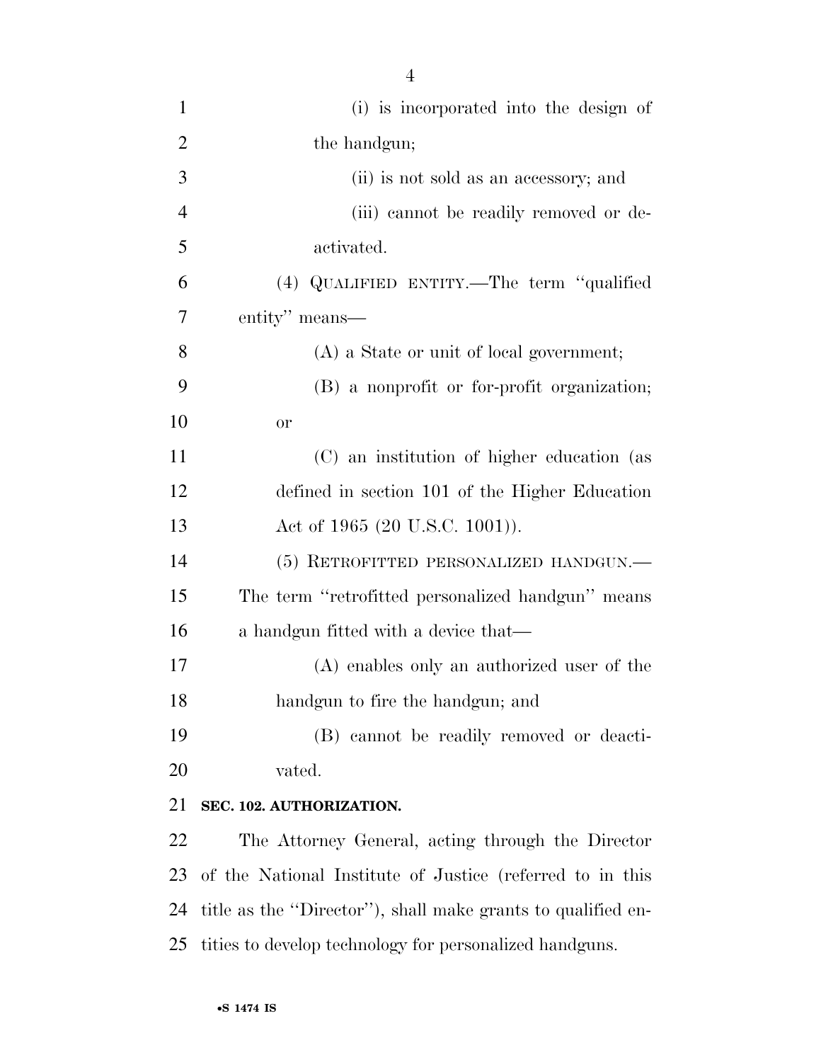(i) is incorporated into the design of the handgun;

(ii) is not sold as an accessory; and

(iii) cannot be readily removed or deactivated.

(4) QUALIFIED ENTITY.—The term "qualified entity" means—

(A) a State or unit of local government;

(B) a nonprofit or for-profit organization; or

(C) an institution of higher education (as defined in section 101 of the Higher Education Act of 1965 (20 U.S.C. 1001)).

(5) RETROFITTED PERSONALIZED HANDGUN.—The term "retrofitted personalized handgun" means a handgun fitted with a device that—

(A) enables only an authorized user of the handgun to fire the handgun; and

(B) cannot be readily removed or deactivated.

**SEC. 102. AUTHORIZATION.**

The Attorney General, acting through the Director of the National Institute of Justice (referred to in this title as the "Director"), shall make grants to qualified entities to develop technology for personalized handguns.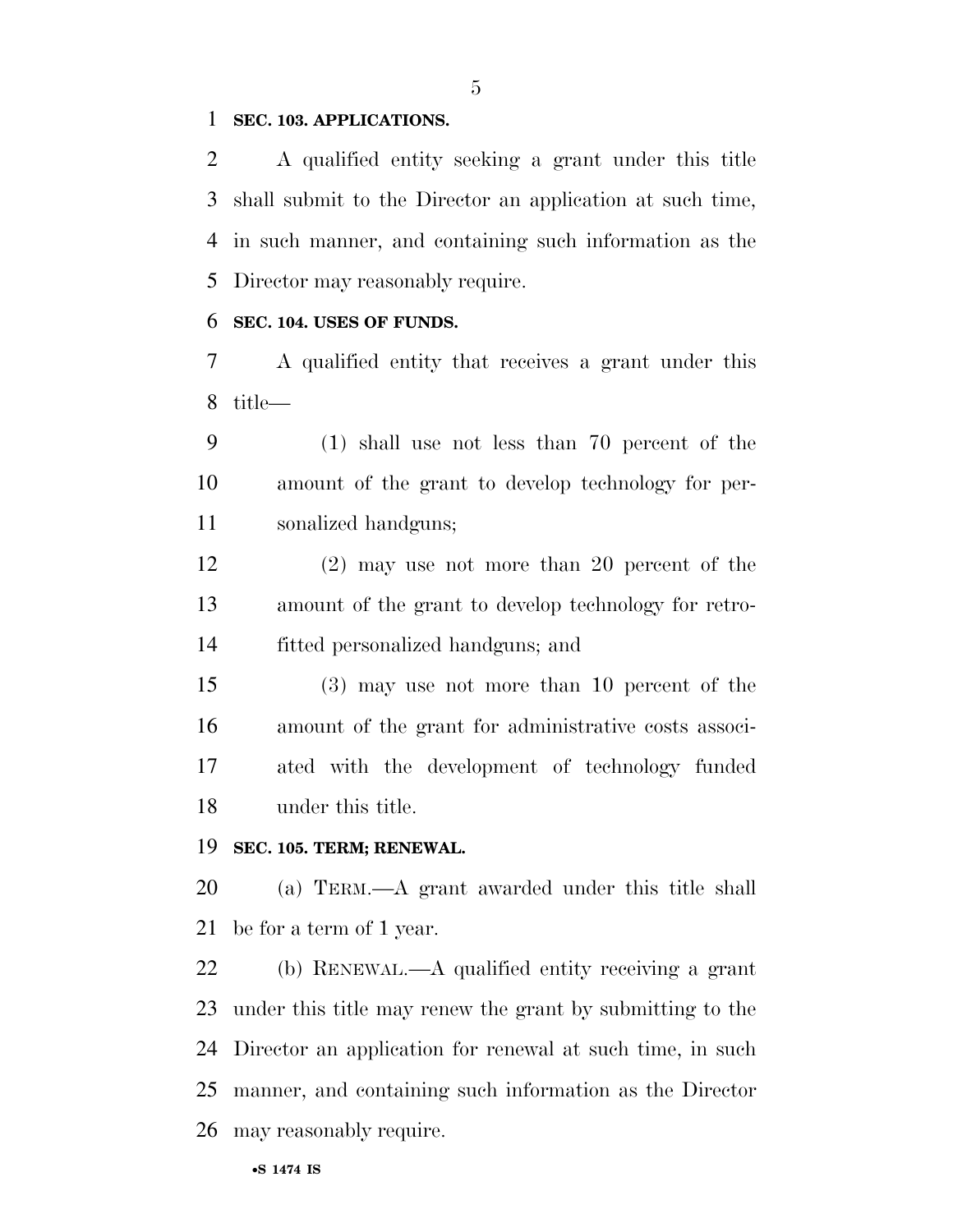**SEC. 103. APPLICATIONS.**

A qualified entity seeking a grant under this title shall submit to the Director an application at such time, in such manner, and containing such information as the Director may reasonably require.

**SEC. 104. USES OF FUNDS.**

A qualified entity that receives a grant under this title—

(1) shall use not less than 70 percent of the amount of the grant to develop technology for personalized handguns;

(2) may use not more than 20 percent of the amount of the grant to develop technology for retrofitted personalized handguns; and

(3) may use not more than 10 percent of the amount of the grant for administrative costs associated with the development of technology funded under this title.

**SEC. 105. TERM; RENEWAL.**

(a) TERM.—A grant awarded under this title shall be for a term of 1 year.

(b) RENEWAL.—A qualified entity receiving a grant under this title may renew the grant by submitting to the Director an application for renewal at such time, in such manner, and containing such information as the Director may reasonably require.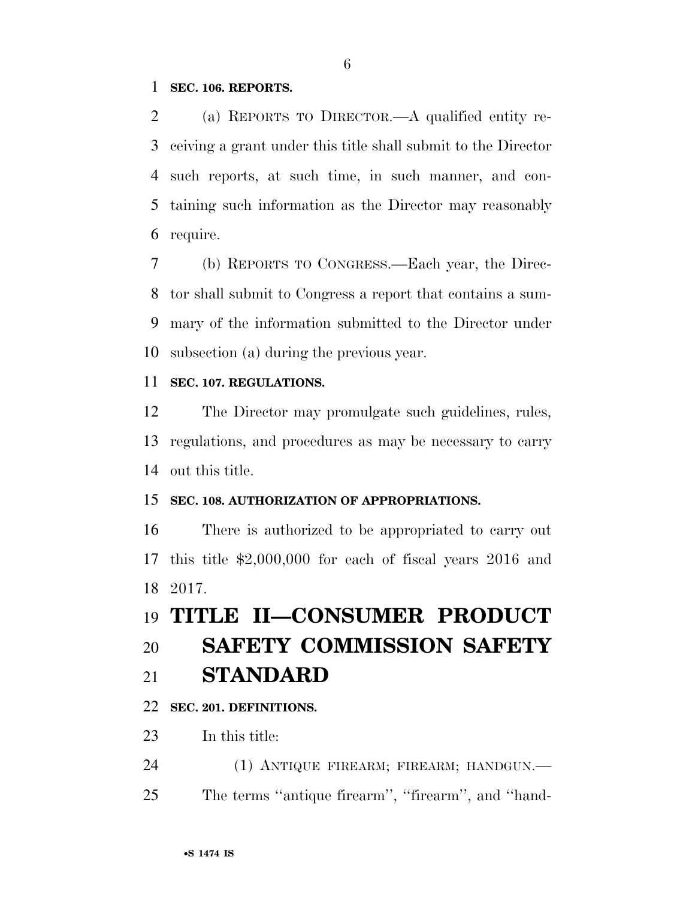**SEC. 106. REPORTS.**

(a) REPORTS TO DIRECTOR.—A qualified entity receiving a grant under this title shall submit to the Director such reports, at such time, in such manner, and containing such information as the Director may reasonably require.

(b) REPORTS TO CONGRESS.—Each year, the Director shall submit to Congress a report that contains a summary of the information submitted to the Director under subsection (a) during the previous year.

**SEC. 107. REGULATIONS.**

The Director may promulgate such guidelines, rules, regulations, and procedures as may be necessary to carry out this title.

**SEC. 108. AUTHORIZATION OF APPROPRIATIONS.**

There is authorized to be appropriated to carry out this title $2,000,000 for each of fiscal years 2016 and 2017.

# TITLE II—CONSUMER PRODUCT SAFETY COMMISSION SAFETY STANDARD

**SEC. 201. DEFINITIONS.**

In this title:

(1) ANTIQUE FIREARM; FIREARM; HANDGUN.—The terms ''antique firearm'', ''firearm'', and ''hand-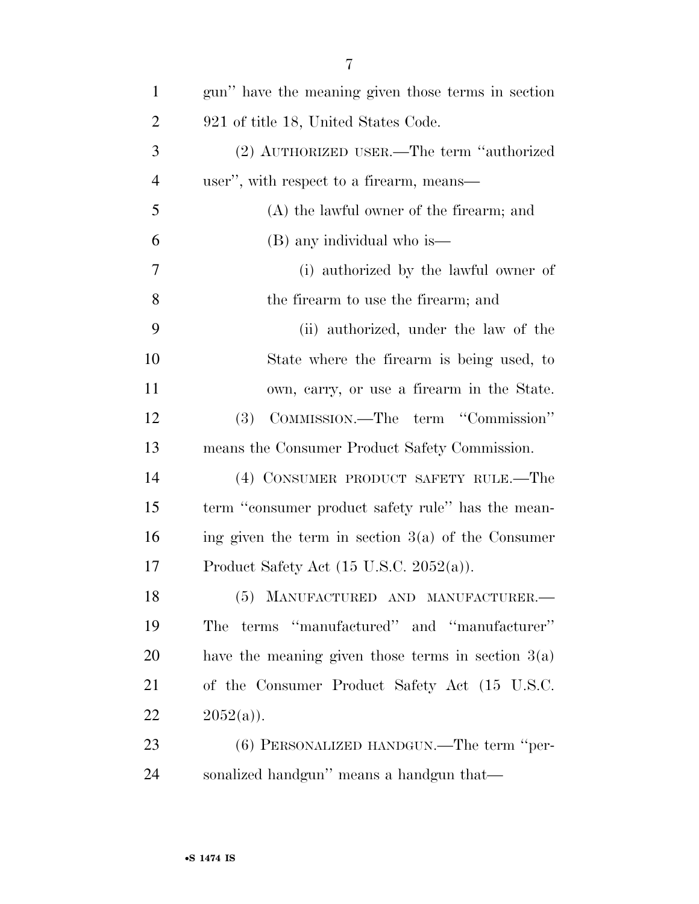gun'' have the meaning given those terms in section 921 of title 18, United States Code.

(2) AUTHORIZED USER.—The term ''authorized user'', with respect to a firearm, means—

(A) the lawful owner of the firearm; and

(B) any individual who is—

(i) authorized by the lawful owner of the firearm to use the firearm; and

(ii) authorized, under the law of the State where the firearm is being used, to own, carry, or use a firearm in the State.

(3) COMMISSION.—The term ''Commission'' means the Consumer Product Safety Commission.

(4) CONSUMER PRODUCT SAFETY RULE.—The term ''consumer product safety rule'' has the meaning given the term in section 3(a) of the Consumer Product Safety Act (15 U.S.C. 2052(a)).

(5) MANUFACTURED AND MANUFACTURER.—The terms ''manufactured'' and ''manufacturer'' have the meaning given those terms in section 3(a) of the Consumer Product Safety Act (15 U.S.C. 2052(a)).

(6) PERSONALIZED HANDGUN.—The term ''personalized handgun'' means a handgun that—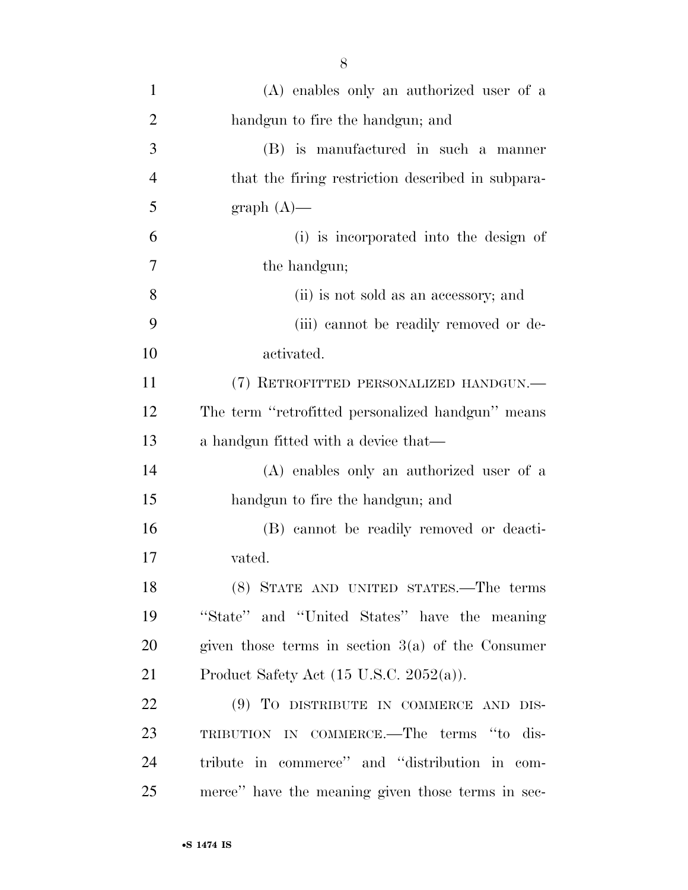(A) enables only an authorized user of a handgun to fire the handgun; and

(B) is manufactured in such a manner that the firing restriction described in subparagraph (A)—

(i) is incorporated into the design of the handgun;

(ii) is not sold as an accessory; and

(iii) cannot be readily removed or deactivated.

(7) RETROFITTED PERSONALIZED HANDGUN.—The term "retrofitted personalized handgun" means a handgun fitted with a device that—

(A) enables only an authorized user of a handgun to fire the handgun; and

(B) cannot be readily removed or deactivated.

(8) STATE AND UNITED STATES.—The terms "State" and "United States" have the meaning given those terms in section 3(a) of the Consumer Product Safety Act (15 U.S.C. 2052(a)).

(9) TO DISTRIBUTE IN COMMERCE AND DISTRIBUTION IN COMMERCE.—The terms "to distribute in commerce" and "distribution in commerce" have the meaning given those terms in sec-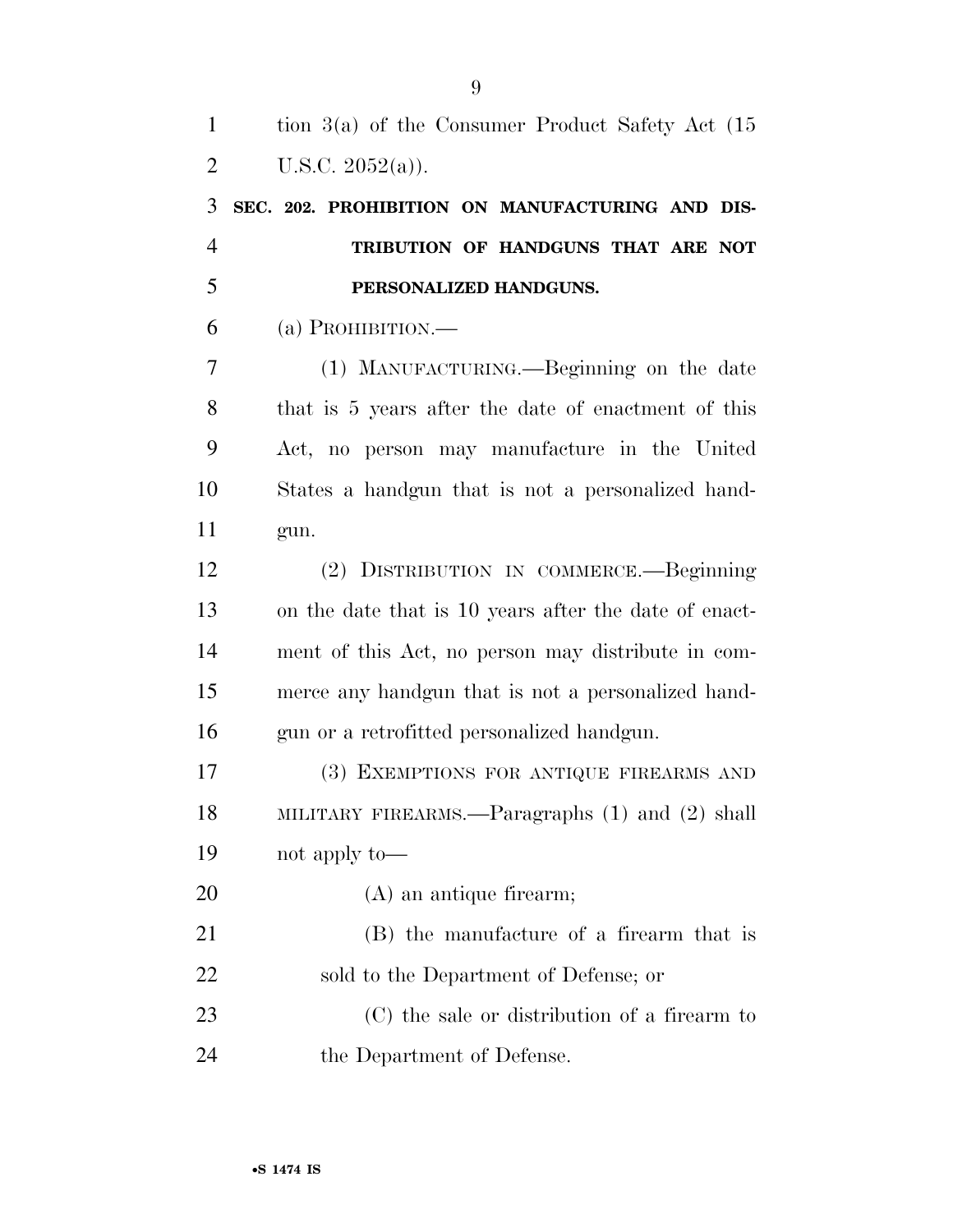tion 3(a) of the Consumer Product Safety Act (15 U.S.C. 2052(a)).

### SEC. 202. PROHIBITION ON MANUFACTURING AND DISTRIBUTION OF HANDGUNS THAT ARE NOT PERSONALIZED HANDGUNS.

(a) PROHIBITION.—

(1) MANUFACTURING.—Beginning on the date that is 5 years after the date of enactment of this Act, no person may manufacture in the United States a handgun that is not a personalized handgun.

(2) DISTRIBUTION IN COMMERCE.—Beginning on the date that is 10 years after the date of enactment of this Act, no person may distribute in commerce any handgun that is not a personalized handgun or a retrofitted personalized handgun.

(3) EXEMPTIONS FOR ANTIQUE FIREARMS AND MILITARY FIREARMS.—Paragraphs (1) and (2) shall not apply to—

(A) an antique firearm;

(B) the manufacture of a firearm that is sold to the Department of Defense; or

(C) the sale or distribution of a firearm to the Department of Defense.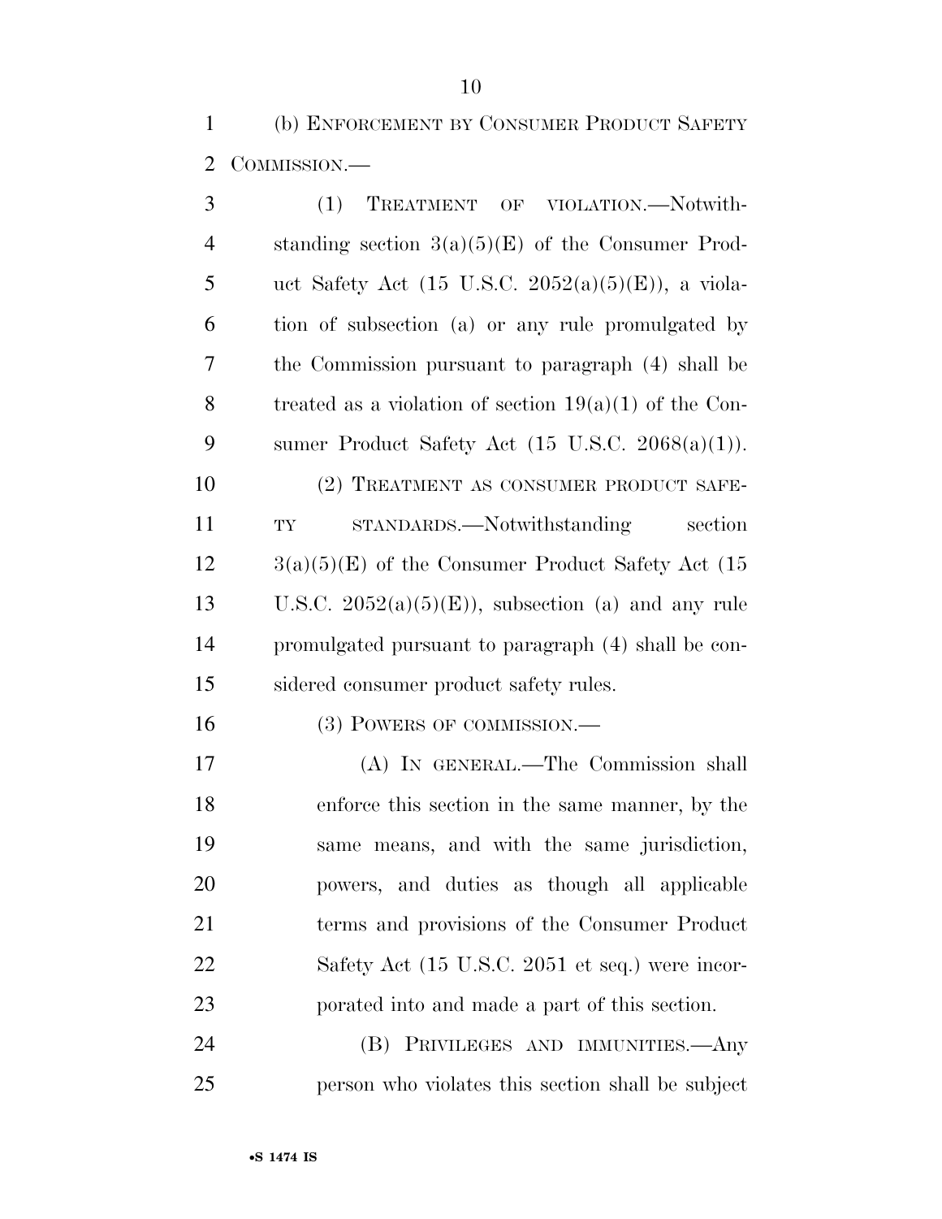(b) ENFORCEMENT BY CONSUMER PRODUCT SAFETY COMMISSION.—

(1) TREATMENT OF VIOLATION.—Notwithstanding section 3(a)(5)(E) of the Consumer Product Safety Act (15 U.S.C. 2052(a)(5)(E)), a violation of subsection (a) or any rule promulgated by the Commission pursuant to paragraph (4) shall be treated as a violation of section 19(a)(1) of the Consumer Product Safety Act (15 U.S.C. 2068(a)(1)).

(2) TREATMENT AS CONSUMER PRODUCT SAFETY STANDARDS.—Notwithstanding section 3(a)(5)(E) of the Consumer Product Safety Act (15 U.S.C. 2052(a)(5)(E)), subsection (a) and any rule promulgated pursuant to paragraph (4) shall be considered consumer product safety rules.

(3) POWERS OF COMMISSION.—

(A) IN GENERAL.—The Commission shall enforce this section in the same manner, by the same means, and with the same jurisdiction, powers, and duties as though all applicable terms and provisions of the Consumer Product Safety Act (15 U.S.C. 2051 et seq.) were incorporated into and made a part of this section.

(B) PRIVILEGES AND IMMUNITIES.—Any person who violates this section shall be subject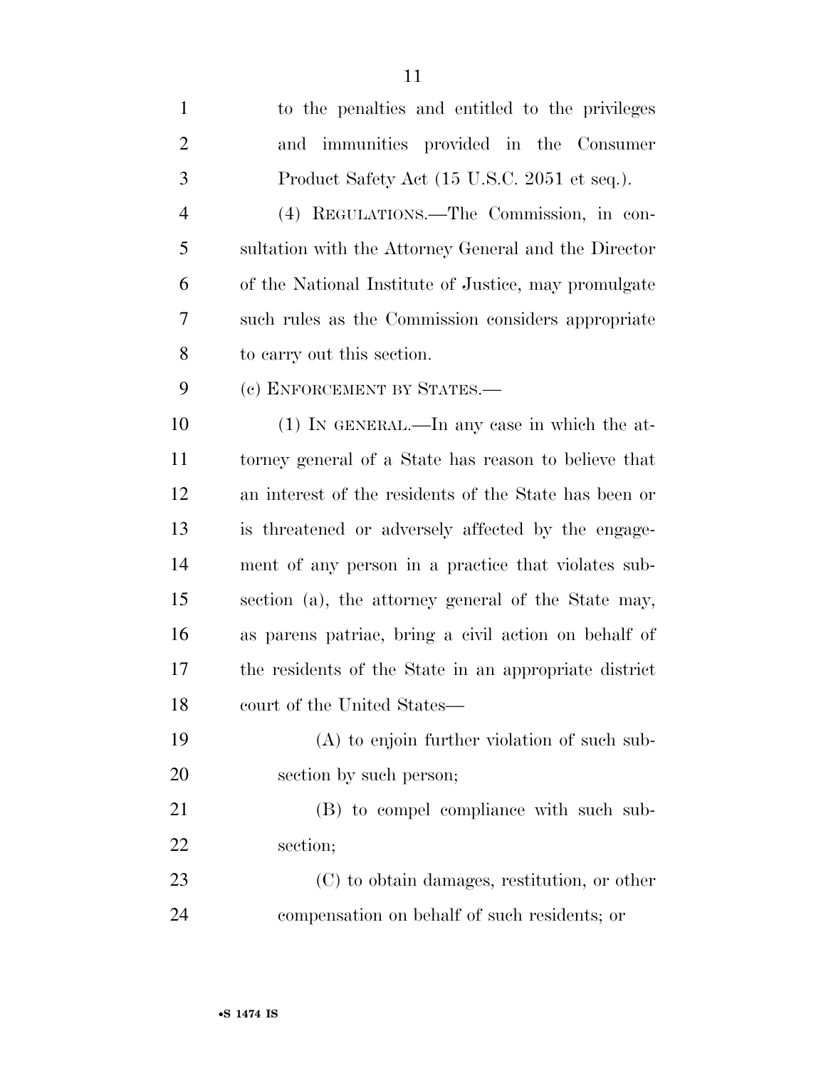to the penalties and entitled to the privileges and immunities provided in the Consumer Product Safety Act (15 U.S.C. 2051 et seq.).

(4) REGULATIONS.—The Commission, in consultation with the Attorney General and the Director of the National Institute of Justice, may promulgate such rules as the Commission considers appropriate to carry out this section.

(c) ENFORCEMENT BY STATES.—

(1) IN GENERAL.—In any case in which the attorney general of a State has reason to believe that an interest of the residents of the State has been or is threatened or adversely affected by the engagement of any person in a practice that violates subsection (a), the attorney general of the State may, as parens patriae, bring a civil action on behalf of the residents of the State in an appropriate district court of the United States—

(A) to enjoin further violation of such subsection by such person;

(B) to compel compliance with such subsection;

(C) to obtain damages, restitution, or other compensation on behalf of such residents; or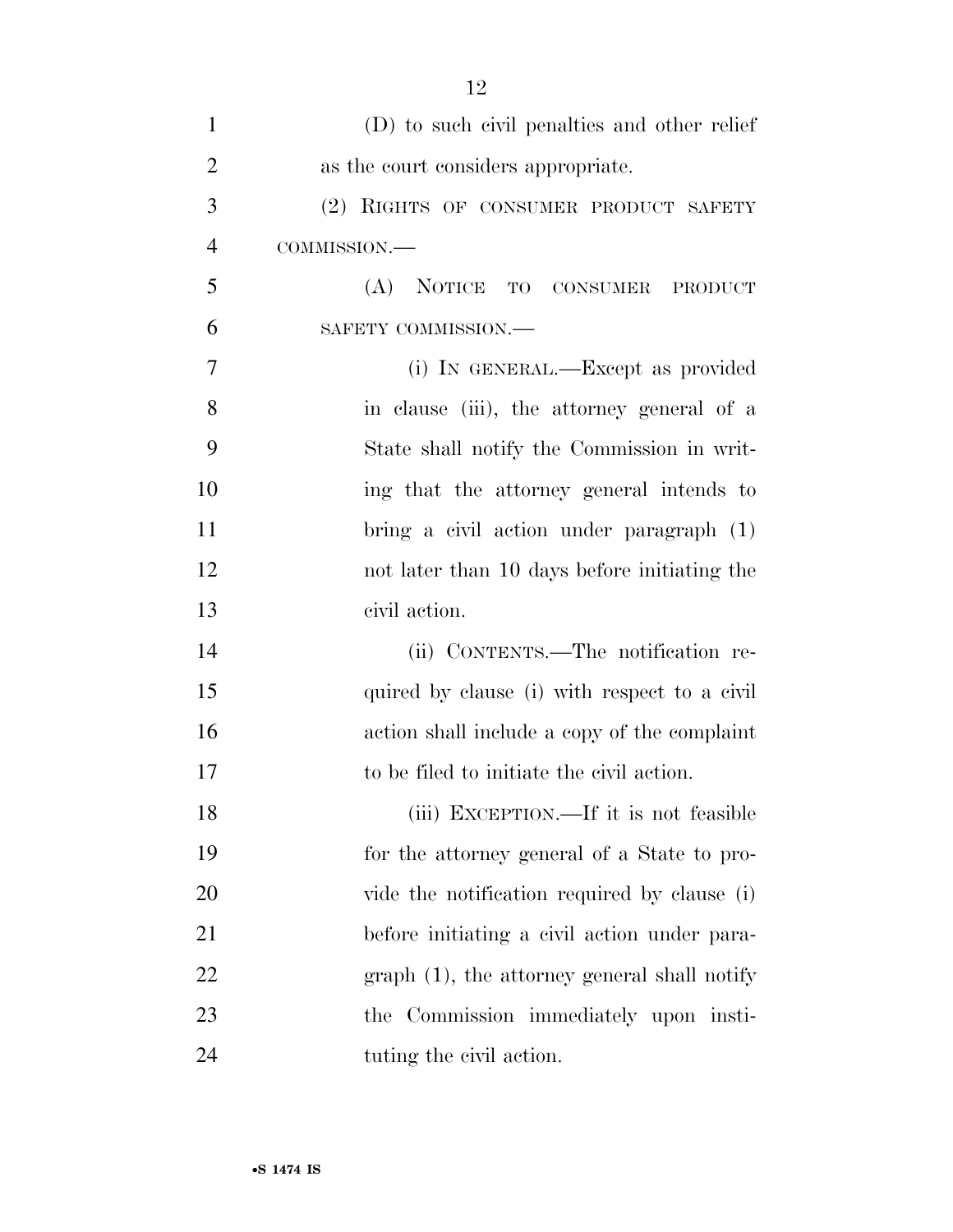(D) to such civil penalties and other relief as the court considers appropriate.

(2) RIGHTS OF CONSUMER PRODUCT SAFETY COMMISSION.—

(A) NOTICE TO CONSUMER PRODUCT SAFETY COMMISSION.—

(i) IN GENERAL.—Except as provided in clause (iii), the attorney general of a State shall notify the Commission in writing that the attorney general intends to bring a civil action under paragraph (1) not later than 10 days before initiating the civil action.

(ii) CONTENTS.—The notification required by clause (i) with respect to a civil action shall include a copy of the complaint to be filed to initiate the civil action.

(iii) EXCEPTION.—If it is not feasible for the attorney general of a State to provide the notification required by clause (i) before initiating a civil action under paragraph (1), the attorney general shall notify the Commission immediately upon instituting the civil action.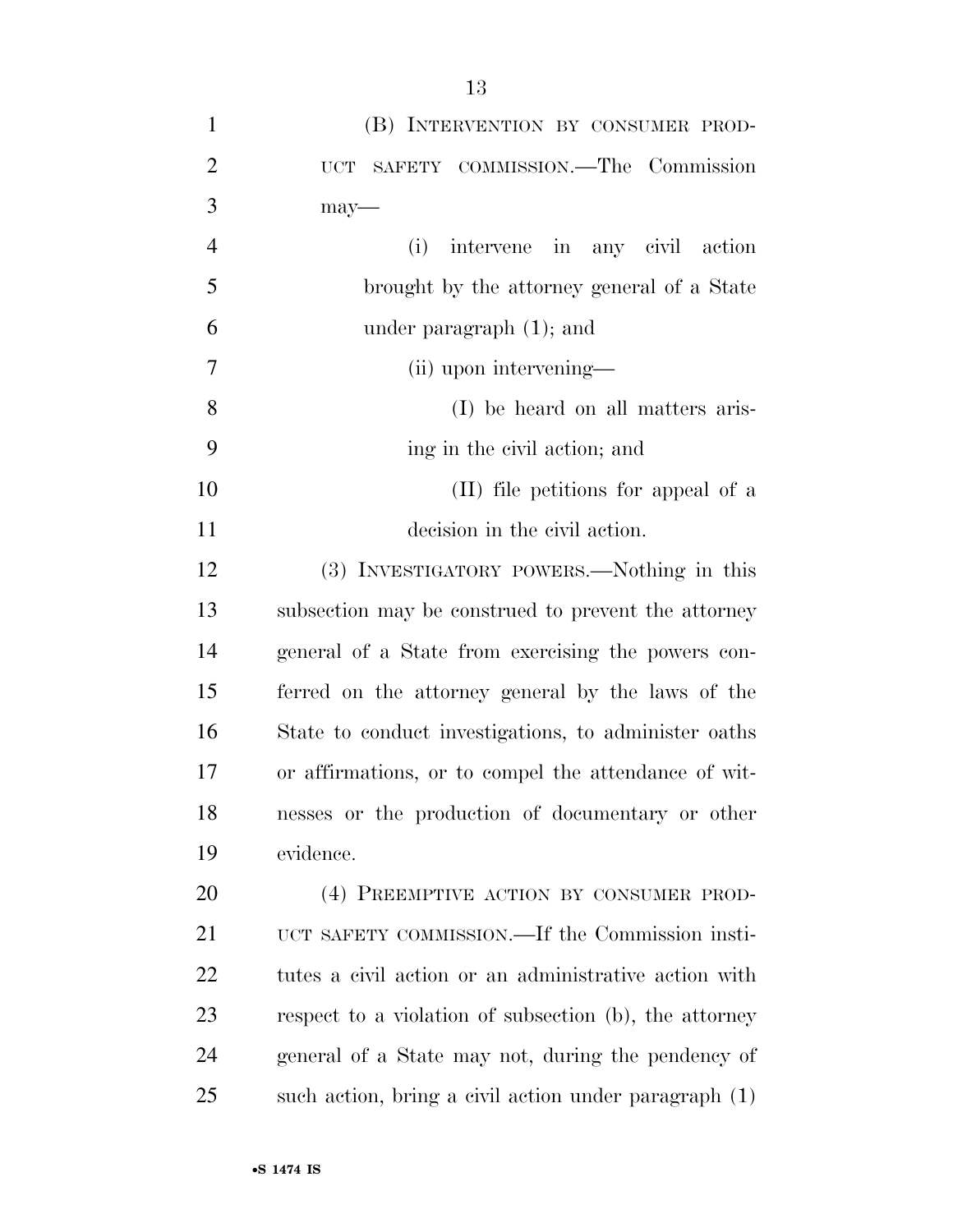(B) INTERVENTION BY CONSUMER PRODUCT SAFETY COMMISSION.—The Commission may—

(i) intervene in any civil action brought by the attorney general of a State under paragraph (1); and

(ii) upon intervening—

(I) be heard on all matters arising in the civil action; and

(II) file petitions for appeal of a decision in the civil action.

(3) INVESTIGATORY POWERS.—Nothing in this subsection may be construed to prevent the attorney general of a State from exercising the powers conferred on the attorney general by the laws of the State to conduct investigations, to administer oaths or affirmations, or to compel the attendance of witnesses or the production of documentary or other evidence.

(4) PREEMPTIVE ACTION BY CONSUMER PRODUCT SAFETY COMMISSION.—If the Commission institutes a civil action or an administrative action with respect to a violation of subsection (b), the attorney general of a State may not, during the pendency of such action, bring a civil action under paragraph (1)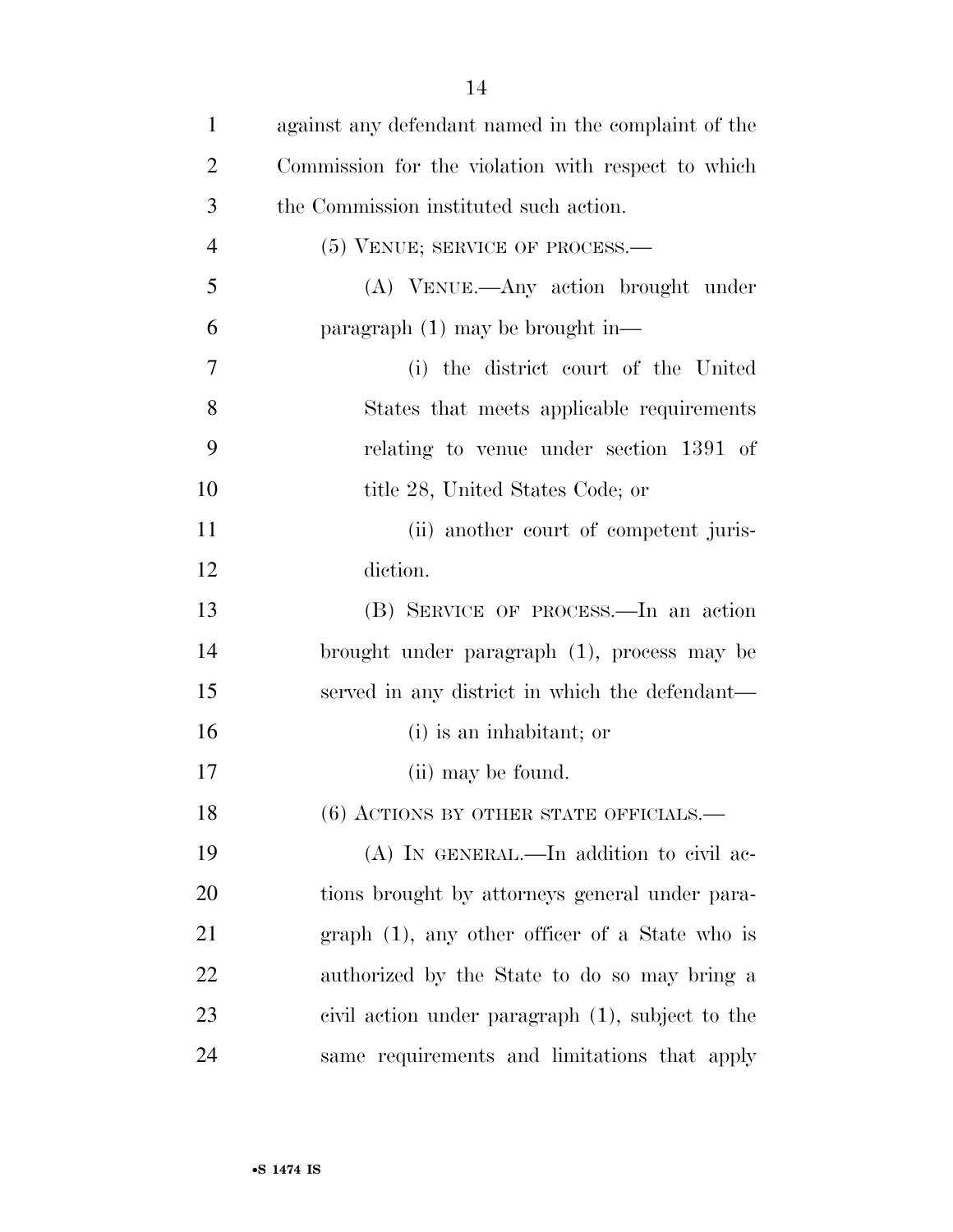against any defendant named in the complaint of the Commission for the violation with respect to which the Commission instituted such action.

(5) VENUE; SERVICE OF PROCESS.—

(A) VENUE.—Any action brought under paragraph (1) may be brought in—

(i) the district court of the United States that meets applicable requirements relating to venue under section 1391 of title 28, United States Code; or

(ii) another court of competent jurisdiction.

(B) SERVICE OF PROCESS.—In an action brought under paragraph (1), process may be served in any district in which the defendant—

(i) is an inhabitant; or

(ii) may be found.

(6) ACTIONS BY OTHER STATE OFFICIALS.—

(A) IN GENERAL.—In addition to civil actions brought by attorneys general under paragraph (1), any other officer of a State who is authorized by the State to do so may bring a civil action under paragraph (1), subject to the same requirements and limitations that apply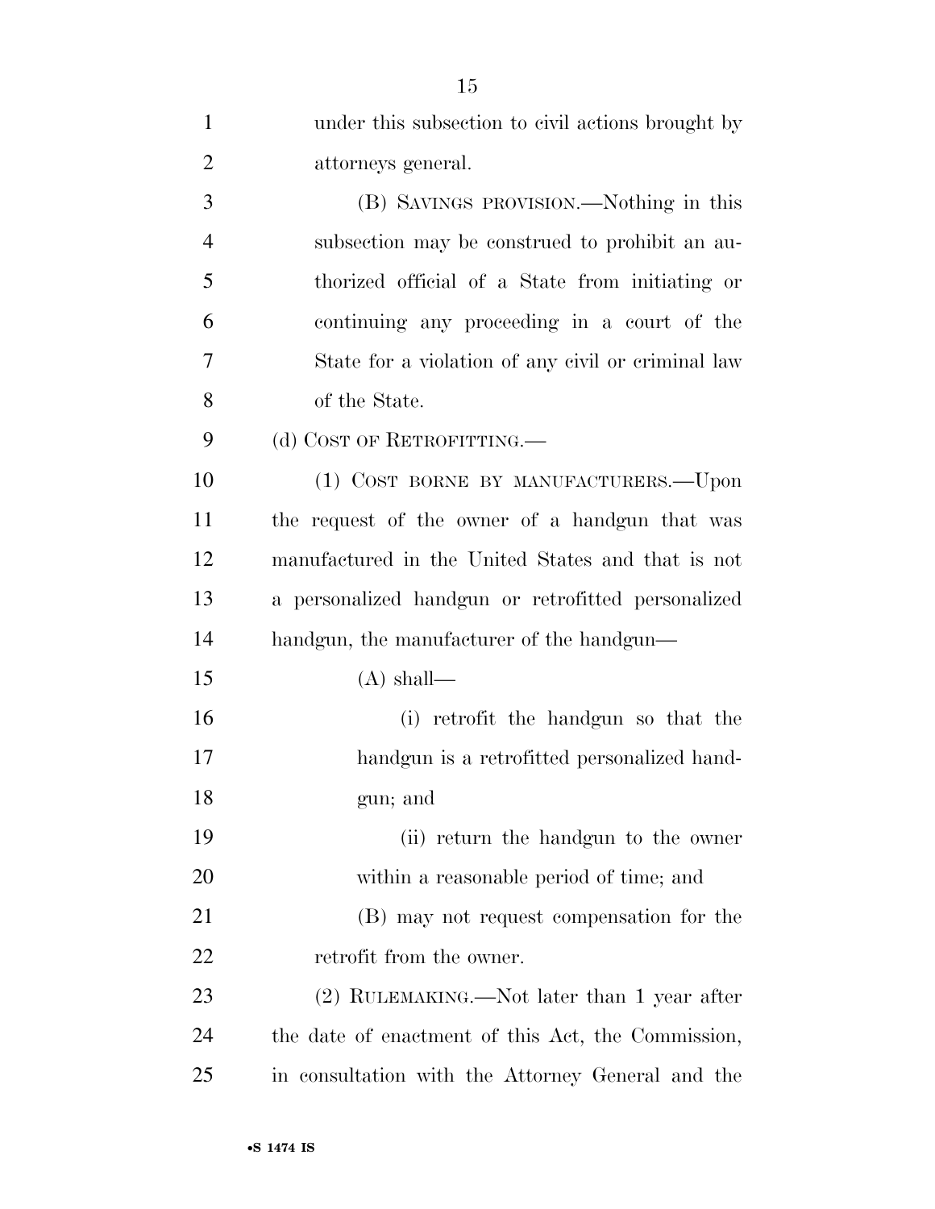under this subsection to civil actions brought by attorneys general.

(B) SAVINGS PROVISION.—Nothing in this subsection may be construed to prohibit an authorized official of a State from initiating or continuing any proceeding in a court of the State for a violation of any civil or criminal law of the State.

(d) COST OF RETROFITTING.—

(1) COST BORNE BY MANUFACTURERS.—Upon the request of the owner of a handgun that was manufactured in the United States and that is not a personalized handgun or retrofitted personalized handgun, the manufacturer of the handgun—

(A) shall—

(i) retrofit the handgun so that the handgun is a retrofitted personalized handgun; and

(ii) return the handgun to the owner within a reasonable period of time; and

(B) may not request compensation for the retrofit from the owner.

(2) RULEMAKING.—Not later than 1 year after the date of enactment of this Act, the Commission, in consultation with the Attorney General and the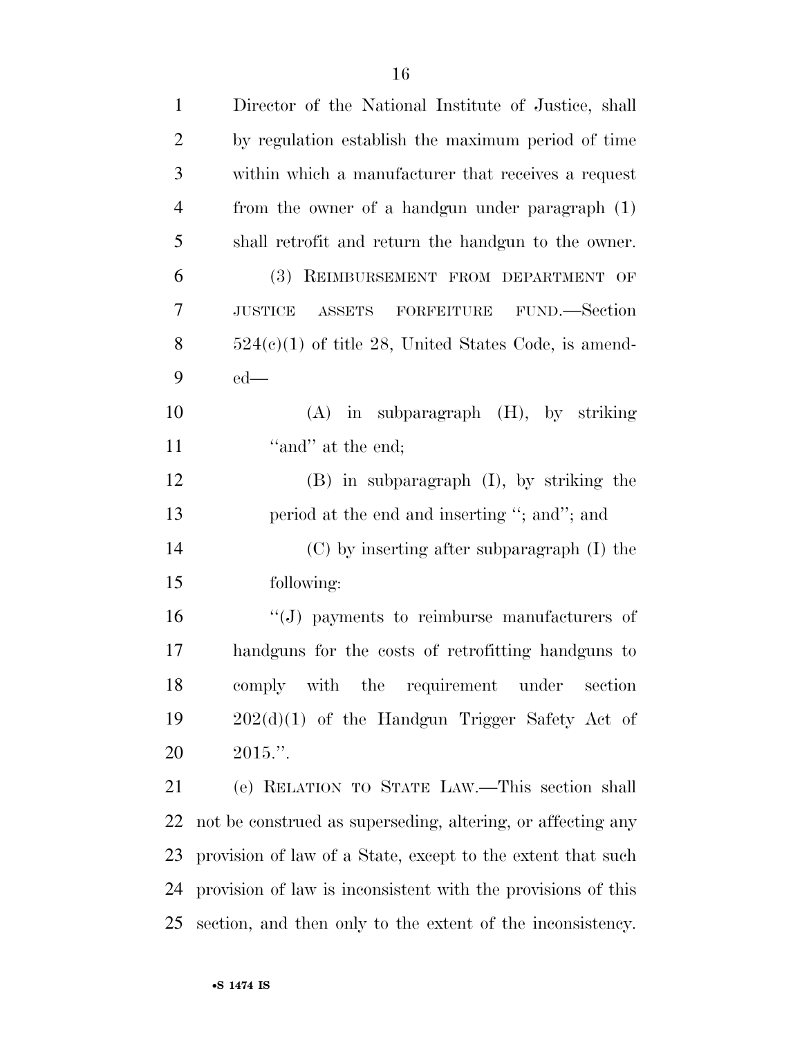Director of the National Institute of Justice, shall by regulation establish the maximum period of time within which a manufacturer that receives a request from the owner of a handgun under paragraph (1) shall retrofit and return the handgun to the owner.

(3) REIMBURSEMENT FROM DEPARTMENT OF JUSTICE ASSETS FORFEITURE FUND.—Section 524(c)(1) of title 28, United States Code, is amended—

(A) in subparagraph (H), by striking "and" at the end;

(B) in subparagraph (I), by striking the period at the end and inserting "; and"; and

(C) by inserting after subparagraph (I) the following:

"(J) payments to reimburse manufacturers of handguns for the costs of retrofitting handguns to comply with the requirement under section 202(d)(1) of the Handgun Trigger Safety Act of 2015.".

(e) RELATION TO STATE LAW.—This section shall not be construed as superseding, altering, or affecting any provision of law of a State, except to the extent that such provision of law is inconsistent with the provisions of this section, and then only to the extent of the inconsistency.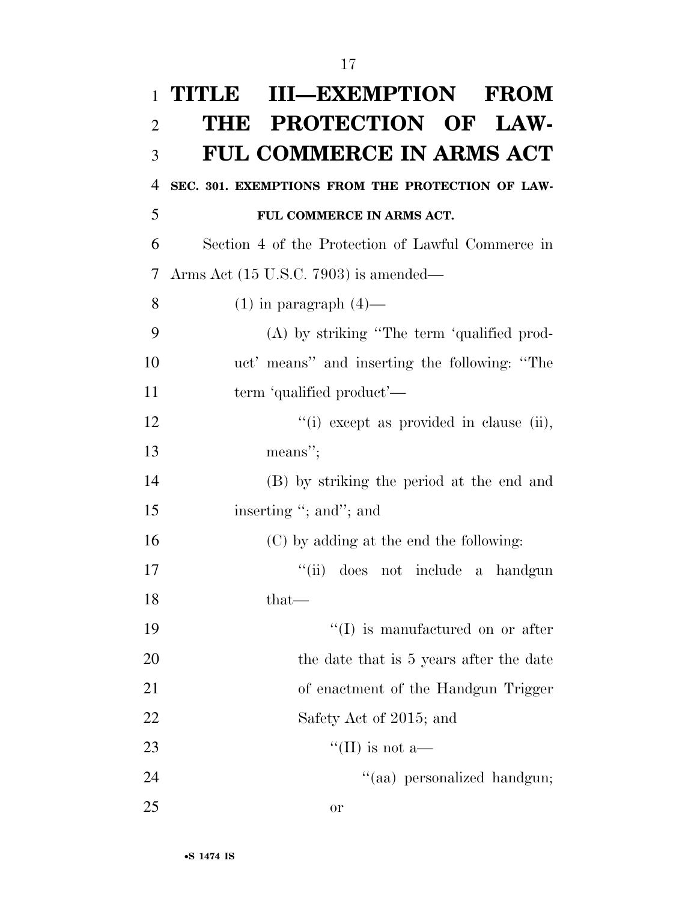# TITLE III—EXEMPTION FROM THE PROTECTION OF LAWFUL COMMERCE IN ARMS ACT

**SEC. 301. EXEMPTIONS FROM THE PROTECTION OF LAWFUL COMMERCE IN ARMS ACT.**

Section 4 of the Protection of Lawful Commerce in Arms Act (15 U.S.C. 7903) is amended—

(1) in paragraph (4)—

(A) by striking "The term 'qualified product' means" and inserting the following: "The term 'qualified product'—

"(i) except as provided in clause (ii), means";

(B) by striking the period at the end and inserting "; and"; and

(C) by adding at the end the following:

"(ii) does not include a handgun that—

"(I) is manufactured on or after the date that is 5 years after the date of enactment of the Handgun Trigger Safety Act of 2015; and

"(II) is not a—

"(aa) personalized handgun; or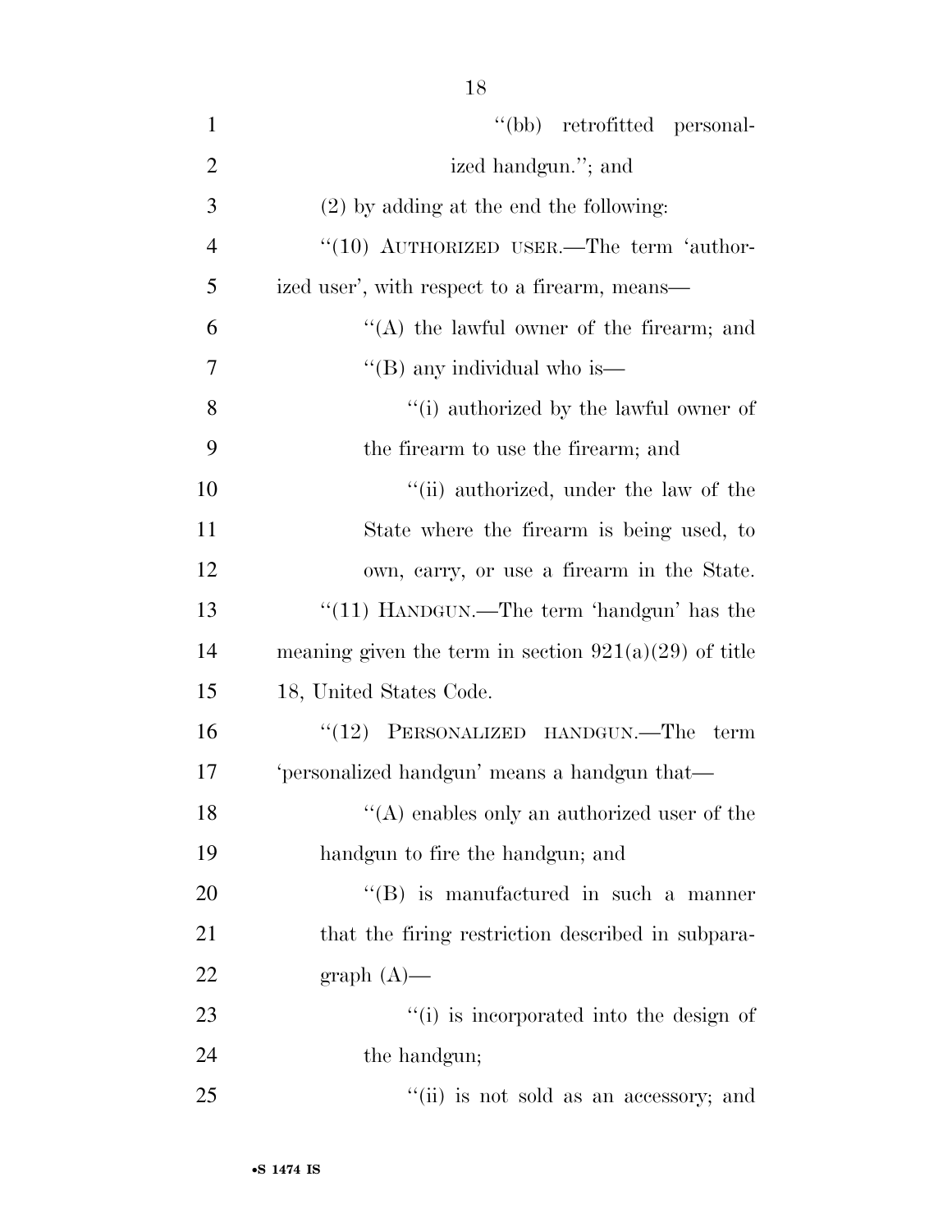"(bb) retrofitted personalized handgun."; and

(2) by adding at the end the following:

"(10) AUTHORIZED USER.—The term 'authorized user', with respect to a firearm, means—

"(A) the lawful owner of the firearm; and

"(B) any individual who is—

"(i) authorized by the lawful owner of the firearm to use the firearm; and

"(ii) authorized, under the law of the State where the firearm is being used, to own, carry, or use a firearm in the State.

"(11) HANDGUN.—The term 'handgun' has the meaning given the term in section 921(a)(29) of title 18, United States Code.

"(12) PERSONALIZED HANDGUN.—The term 'personalized handgun' means a handgun that—

"(A) enables only an authorized user of the handgun to fire the handgun; and

"(B) is manufactured in such a manner that the firing restriction described in subparagraph (A)—

"(i) is incorporated into the design of the handgun;

"(ii) is not sold as an accessory; and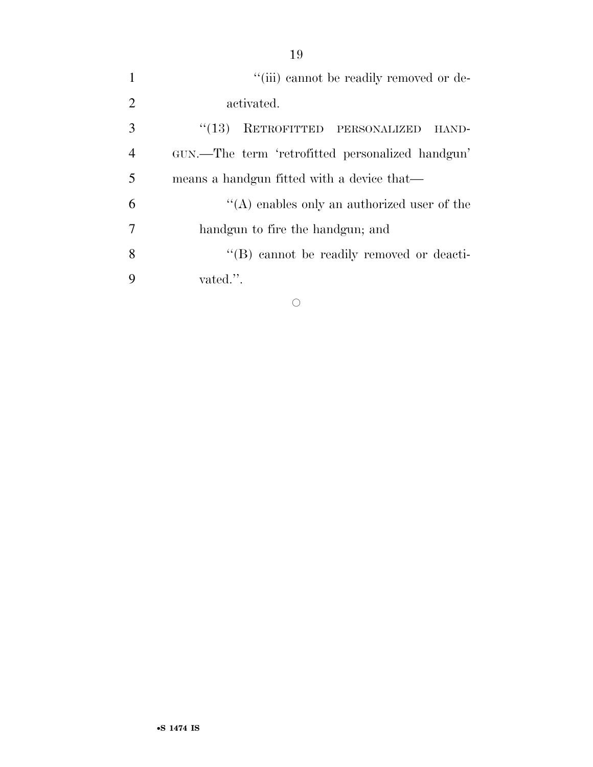"(iii) cannot be readily removed or deactivated.

"(13) RETROFITTED PERSONALIZED HANDGUN.—The term 'retrofitted personalized handgun' means a handgun fitted with a device that—

"(A) enables only an authorized user of the handgun to fire the handgun; and

"(B) cannot be readily removed or deactivated.".

○